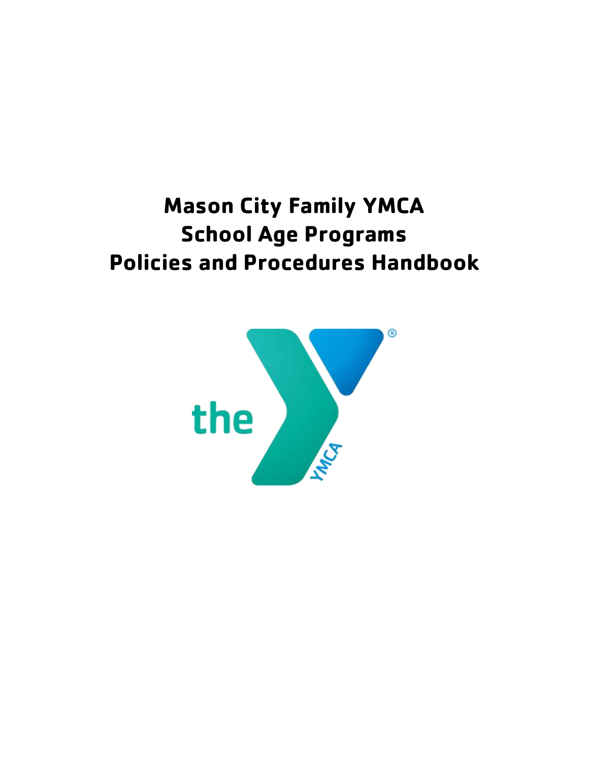# Mason City Family YMCA
# School Age Programs
# Policies and Procedures Handbook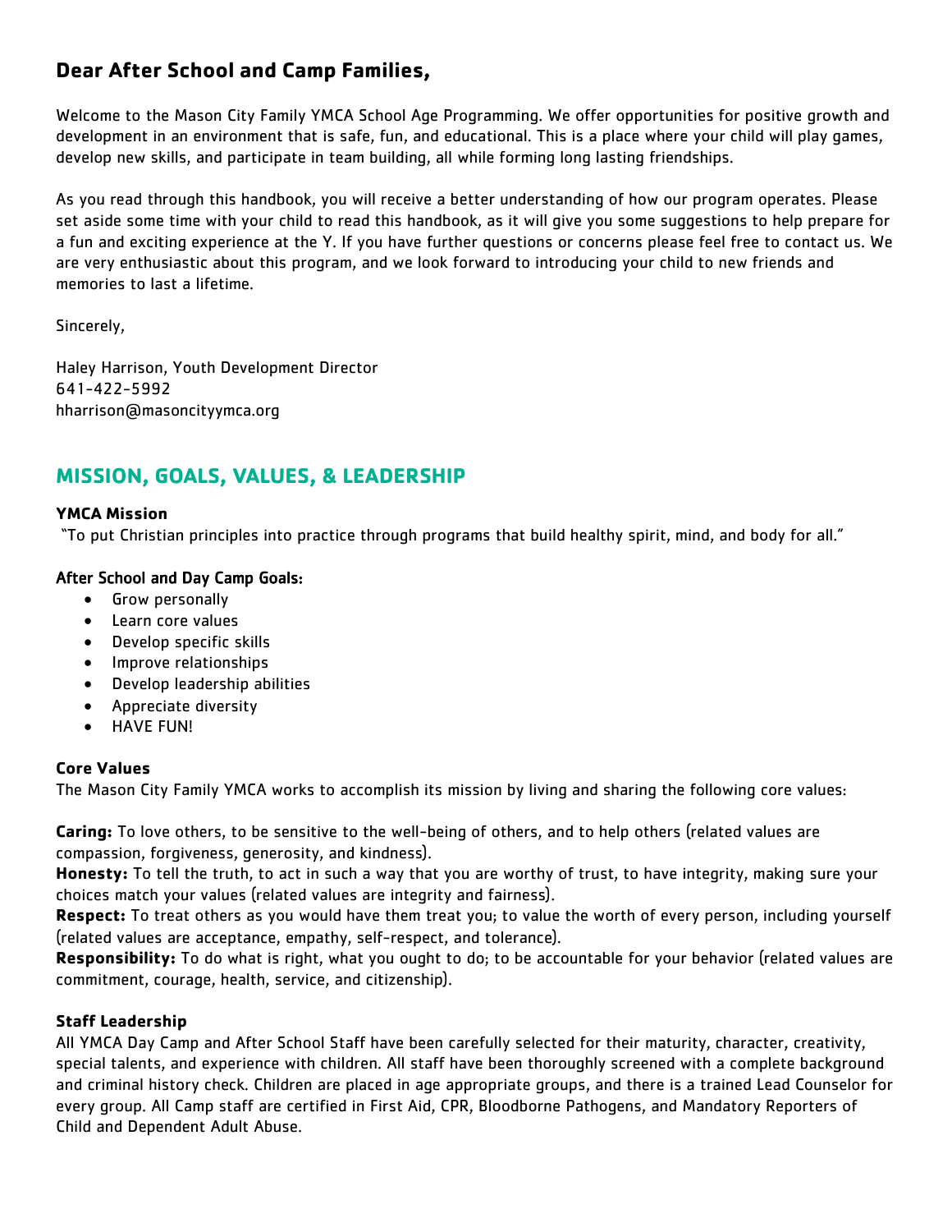## Dear After School and Camp Families,

Welcome to the Mason City Family YMCA School Age Programming. We offer opportunities for positive growth and development in an environment that is safe, fun, and educational. This is a place where your child will play games, develop new skills, and participate in team building, all while forming long lasting friendships.

As you read through this handbook, you will receive a better understanding of how our program operates. Please set aside some time with your child to read this handbook, as it will give you some suggestions to help prepare for a fun and exciting experience at the Y. If you have further questions or concerns please feel free to contact us. We are very enthusiastic about this program, and we look forward to introducing your child to new friends and memories to last a lifetime.

Sincerely,

Haley Harrison, Youth Development Director
641-422-5992
hharrison@masoncityymca.org

## MISSION, GOALS, VALUES, & LEADERSHIP

**YMCA Mission**

"To put Christian principles into practice through programs that build healthy spirit, mind, and body for all."

After School and Day Camp Goals:

- Grow personally
- Learn core values
- Develop specific skills
- Improve relationships
- Develop leadership abilities
- Appreciate diversity
- HAVE FUN!

**Core Values**

The Mason City Family YMCA works to accomplish its mission by living and sharing the following core values:

**Caring:** To love others, to be sensitive to the well-being of others, and to help others (related values are compassion, forgiveness, generosity, and kindness).
**Honesty:** To tell the truth, to act in such a way that you are worthy of trust, to have integrity, making sure your choices match your values (related values are integrity and fairness).
**Respect:** To treat others as you would have them treat you; to value the worth of every person, including yourself (related values are acceptance, empathy, self-respect, and tolerance).
**Responsibility:** To do what is right, what you ought to do; to be accountable for your behavior (related values are commitment, courage, health, service, and citizenship).

**Staff Leadership**

All YMCA Day Camp and After School Staff have been carefully selected for their maturity, character, creativity, special talents, and experience with children. All staff have been thoroughly screened with a complete background and criminal history check. Children are placed in age appropriate groups, and there is a trained Lead Counselor for every group. All Camp staff are certified in First Aid, CPR, Bloodborne Pathogens, and Mandatory Reporters of Child and Dependent Adult Abuse.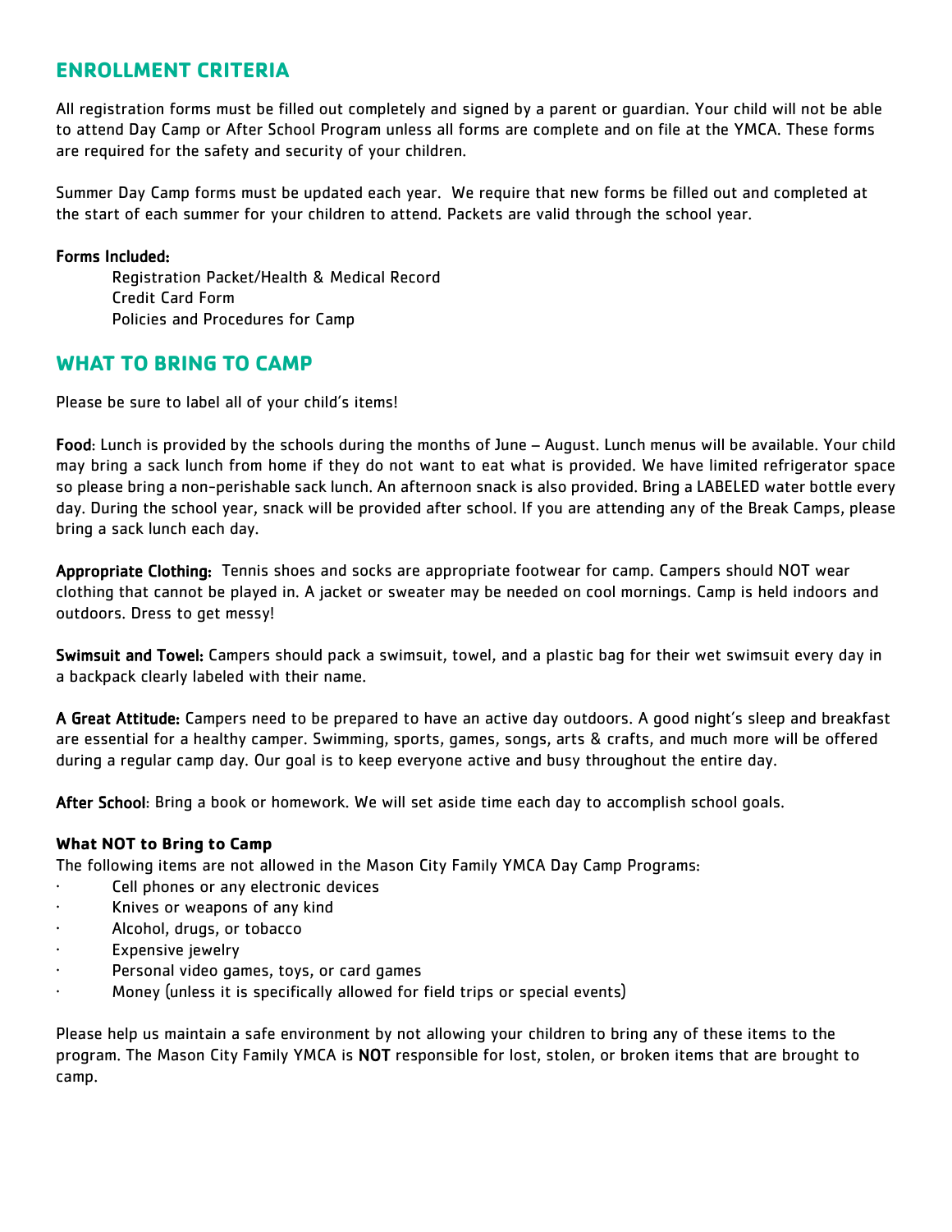## ENROLLMENT CRITERIA

All registration forms must be filled out completely and signed by a parent or guardian. Your child will not be able to attend Day Camp or After School Program unless all forms are complete and on file at the YMCA. These forms are required for the safety and security of your children.

Summer Day Camp forms must be updated each year. We require that new forms be filled out and completed at the start of each summer for your children to attend. Packets are valid through the school year.

**Forms Included:**

- Registration Packet/Health & Medical Record
- Credit Card Form
- Policies and Procedures for Camp

## WHAT TO BRING TO CAMP

Please be sure to label all of your child's items!

**Food**: Lunch is provided by the schools during the months of June – August. Lunch menus will be available. Your child may bring a sack lunch from home if they do not want to eat what is provided. We have limited refrigerator space so please bring a non-perishable sack lunch. An afternoon snack is also provided. Bring a LABELED water bottle every day. During the school year, snack will be provided after school. If you are attending any of the Break Camps, please bring a sack lunch each day.

**Appropriate Clothing:** Tennis shoes and socks are appropriate footwear for camp. Campers should NOT wear clothing that cannot be played in. A jacket or sweater may be needed on cool mornings. Camp is held indoors and outdoors. Dress to get messy!

**Swimsuit and Towel:** Campers should pack a swimsuit, towel, and a plastic bag for their wet swimsuit every day in a backpack clearly labeled with their name.

**A Great Attitude:** Campers need to be prepared to have an active day outdoors. A good night's sleep and breakfast are essential for a healthy camper. Swimming, sports, games, songs, arts & crafts, and much more will be offered during a regular camp day. Our goal is to keep everyone active and busy throughout the entire day.

**After School**: Bring a book or homework. We will set aside time each day to accomplish school goals.

### What NOT to Bring to Camp

The following items are not allowed in the Mason City Family YMCA Day Camp Programs:

- Cell phones or any electronic devices
- Knives or weapons of any kind
- Alcohol, drugs, or tobacco
- Expensive jewelry
- Personal video games, toys, or card games
- Money (unless it is specifically allowed for field trips or special events)

Please help us maintain a safe environment by not allowing your children to bring any of these items to the program. The Mason City Family YMCA is **NOT** responsible for lost, stolen, or broken items that are brought to camp.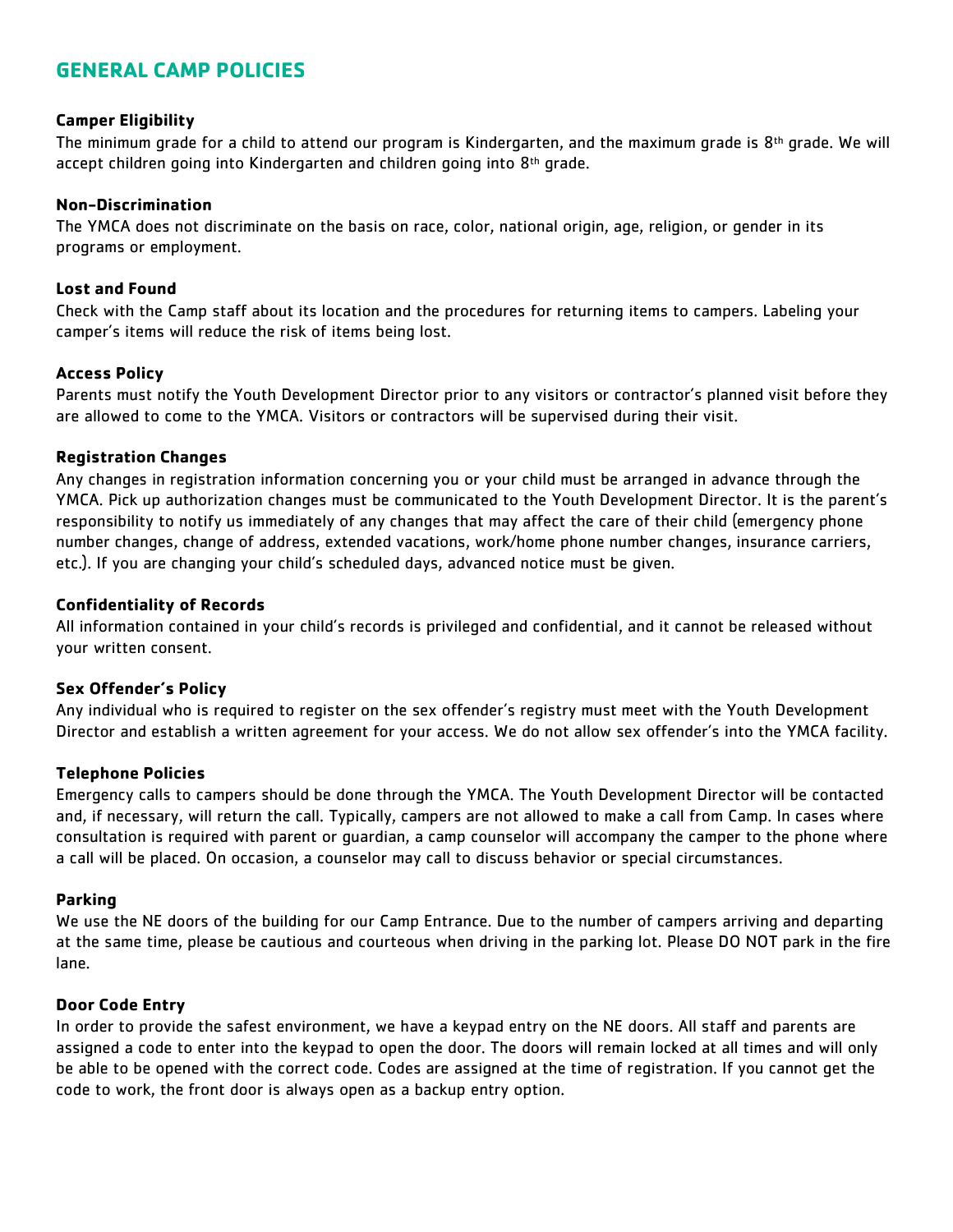## GENERAL CAMP POLICIES

**Camper Eligibility**

The minimum grade for a child to attend our program is Kindergarten, and the maximum grade is 8th grade. We will accept children going into Kindergarten and children going into 8th grade.

**Non-Discrimination**

The YMCA does not discriminate on the basis on race, color, national origin, age, religion, or gender in its programs or employment.

**Lost and Found**

Check with the Camp staff about its location and the procedures for returning items to campers. Labeling your camper's items will reduce the risk of items being lost.

**Access Policy**

Parents must notify the Youth Development Director prior to any visitors or contractor's planned visit before they are allowed to come to the YMCA. Visitors or contractors will be supervised during their visit.

**Registration Changes**

Any changes in registration information concerning you or your child must be arranged in advance through the YMCA. Pick up authorization changes must be communicated to the Youth Development Director. It is the parent's responsibility to notify us immediately of any changes that may affect the care of their child (emergency phone number changes, change of address, extended vacations, work/home phone number changes, insurance carriers, etc.). If you are changing your child's scheduled days, advanced notice must be given.

**Confidentiality of Records**

All information contained in your child's records is privileged and confidential, and it cannot be released without your written consent.

**Sex Offender's Policy**

Any individual who is required to register on the sex offender's registry must meet with the Youth Development Director and establish a written agreement for your access. We do not allow sex offender's into the YMCA facility.

**Telephone Policies**

Emergency calls to campers should be done through the YMCA. The Youth Development Director will be contacted and, if necessary, will return the call. Typically, campers are not allowed to make a call from Camp. In cases where consultation is required with parent or guardian, a camp counselor will accompany the camper to the phone where a call will be placed. On occasion, a counselor may call to discuss behavior or special circumstances.

**Parking**

We use the NE doors of the building for our Camp Entrance. Due to the number of campers arriving and departing at the same time, please be cautious and courteous when driving in the parking lot. Please DO NOT park in the fire lane.

**Door Code Entry**

In order to provide the safest environment, we have a keypad entry on the NE doors. All staff and parents are assigned a code to enter into the keypad to open the door. The doors will remain locked at all times and will only be able to be opened with the correct code. Codes are assigned at the time of registration. If you cannot get the code to work, the front door is always open as a backup entry option.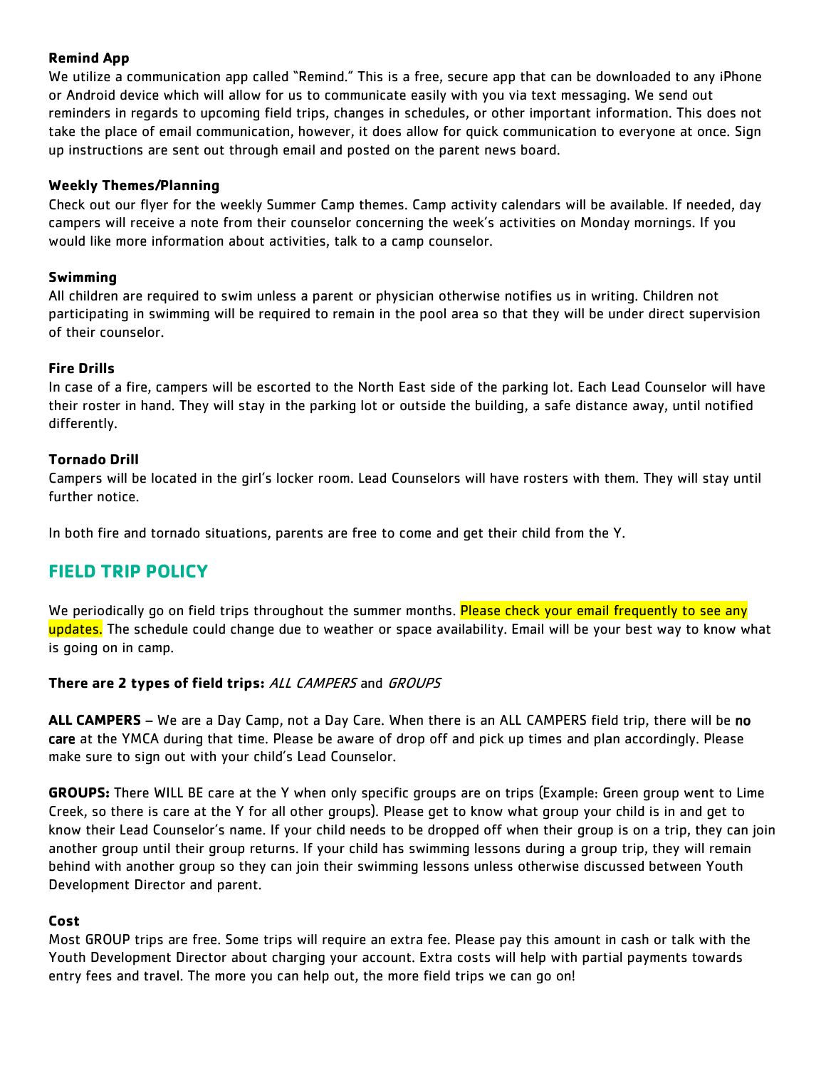**Remind App**

We utilize a communication app called "Remind." This is a free, secure app that can be downloaded to any iPhone or Android device which will allow for us to communicate easily with you via text messaging. We send out reminders in regards to upcoming field trips, changes in schedules, or other important information. This does not take the place of email communication, however, it does allow for quick communication to everyone at once. Sign up instructions are sent out through email and posted on the parent news board.

**Weekly Themes/Planning**

Check out our flyer for the weekly Summer Camp themes. Camp activity calendars will be available. If needed, day campers will receive a note from their counselor concerning the week's activities on Monday mornings. If you would like more information about activities, talk to a camp counselor.

**Swimming**

All children are required to swim unless a parent or physician otherwise notifies us in writing. Children not participating in swimming will be required to remain in the pool area so that they will be under direct supervision of their counselor.

**Fire Drills**

In case of a fire, campers will be escorted to the North East side of the parking lot. Each Lead Counselor will have their roster in hand. They will stay in the parking lot or outside the building, a safe distance away, until notified differently.

**Tornado Drill**

Campers will be located in the girl's locker room. Lead Counselors will have rosters with them. They will stay until further notice.

In both fire and tornado situations, parents are free to come and get their child from the Y.

## FIELD TRIP POLICY

We periodically go on field trips throughout the summer months. Please check your email frequently to see any updates. The schedule could change due to weather or space availability. Email will be your best way to know what is going on in camp.

**There are 2 types of field trips:** *ALL CAMPERS* and *GROUPS*

**ALL CAMPERS** – We are a Day Camp, not a Day Care. When there is an ALL CAMPERS field trip, there will be **no care** at the YMCA during that time. Please be aware of drop off and pick up times and plan accordingly. Please make sure to sign out with your child's Lead Counselor.

**GROUPS:** There WILL BE care at the Y when only specific groups are on trips (Example: Green group went to Lime Creek, so there is care at the Y for all other groups). Please get to know what group your child is in and get to know their Lead Counselor's name. If your child needs to be dropped off when their group is on a trip, they can join another group until their group returns. If your child has swimming lessons during a group trip, they will remain behind with another group so they can join their swimming lessons unless otherwise discussed between Youth Development Director and parent.

**Cost**

Most GROUP trips are free. Some trips will require an extra fee. Please pay this amount in cash or talk with the Youth Development Director about charging your account. Extra costs will help with partial payments towards entry fees and travel. The more you can help out, the more field trips we can go on!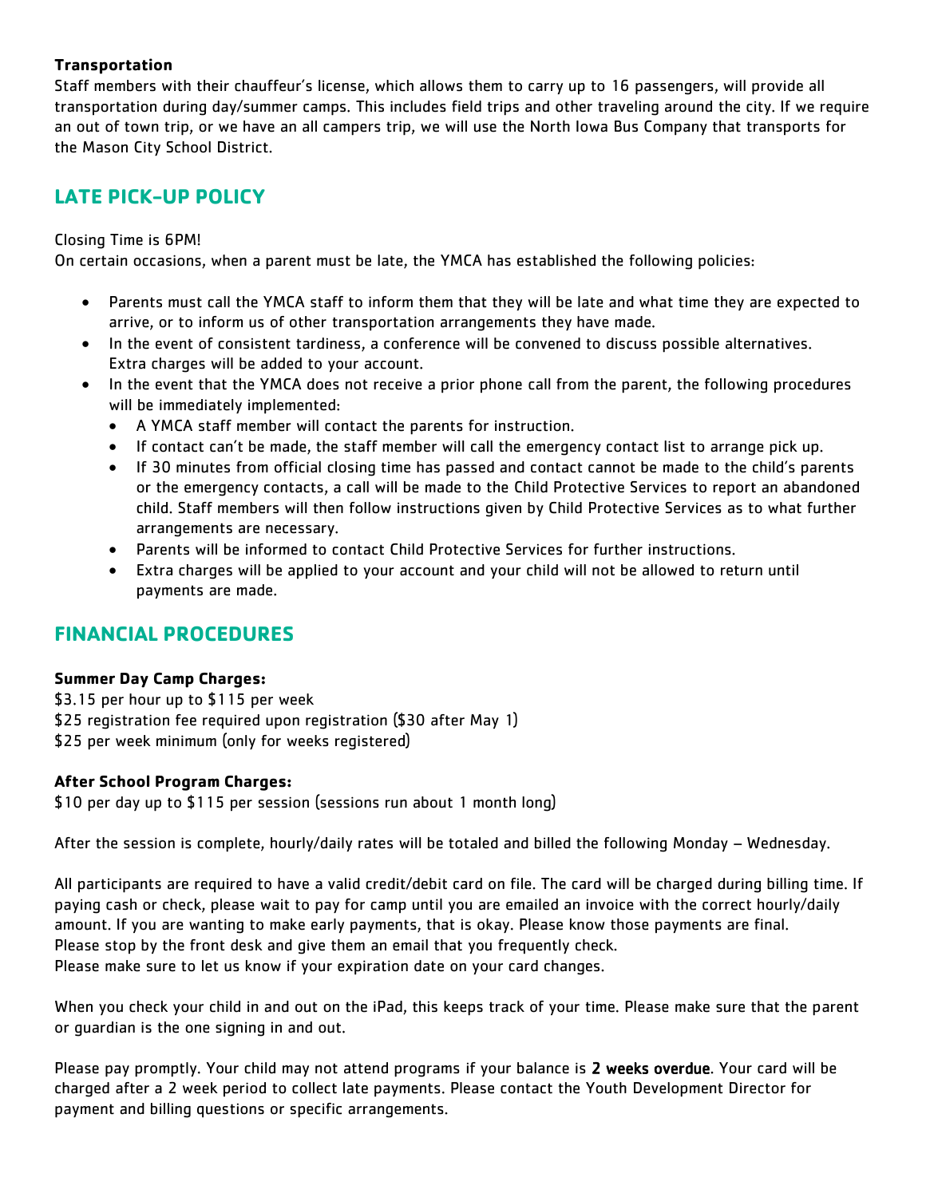**Transportation**

Staff members with their chauffeur's license, which allows them to carry up to 16 passengers, will provide all transportation during day/summer camps. This includes field trips and other traveling around the city. If we require an out of town trip, or we have an all campers trip, we will use the North Iowa Bus Company that transports for the Mason City School District.

## LATE PICK-UP POLICY

Closing Time is 6PM!

On certain occasions, when a parent must be late, the YMCA has established the following policies:

- Parents must call the YMCA staff to inform them that they will be late and what time they are expected to arrive, or to inform us of other transportation arrangements they have made.
- In the event of consistent tardiness, a conference will be convened to discuss possible alternatives. Extra charges will be added to your account.
- In the event that the YMCA does not receive a prior phone call from the parent, the following procedures will be immediately implemented:
  - A YMCA staff member will contact the parents for instruction.
  - If contact can't be made, the staff member will call the emergency contact list to arrange pick up.
  - If 30 minutes from official closing time has passed and contact cannot be made to the child's parents or the emergency contacts, a call will be made to the Child Protective Services to report an abandoned child. Staff members will then follow instructions given by Child Protective Services as to what further arrangements are necessary.
  - Parents will be informed to contact Child Protective Services for further instructions.
  - Extra charges will be applied to your account and your child will not be allowed to return until payments are made.

## FINANCIAL PROCEDURES

**Summer Day Camp Charges:**

$3.15 per hour up to $115 per week
$25 registration fee required upon registration ($30 after May 1)
$25 per week minimum (only for weeks registered)

**After School Program Charges:**

$10 per day up to $115 per session (sessions run about 1 month long)

After the session is complete, hourly/daily rates will be totaled and billed the following Monday – Wednesday.

All participants are required to have a valid credit/debit card on file. The card will be charged during billing time. If paying cash or check, please wait to pay for camp until you are emailed an invoice with the correct hourly/daily amount. If you are wanting to make early payments, that is okay. Please know those payments are final.
Please stop by the front desk and give them an email that you frequently check.
Please make sure to let us know if your expiration date on your card changes.

When you check your child in and out on the iPad, this keeps track of your time. Please make sure that the parent or guardian is the one signing in and out.

Please pay promptly. Your child may not attend programs if your balance is **2 weeks overdue**. Your card will be charged after a 2 week period to collect late payments. Please contact the Youth Development Director for payment and billing questions or specific arrangements.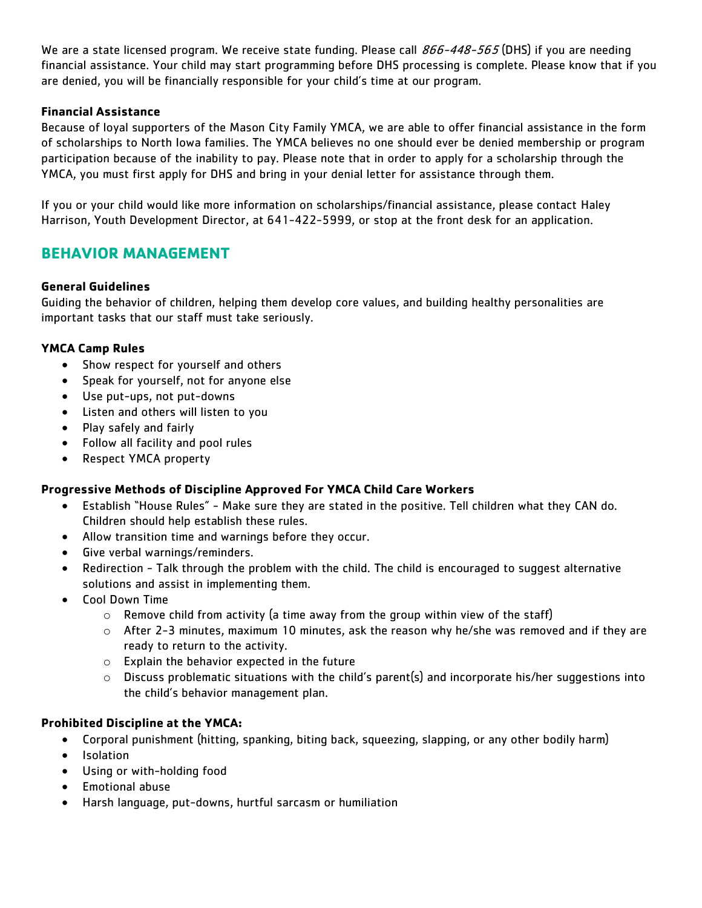We are a state licensed program. We receive state funding. Please call *866-448-565* (DHS) if you are needing financial assistance. Your child may start programming before DHS processing is complete. Please know that if you are denied, you will be financially responsible for your child's time at our program.

**Financial Assistance**

Because of loyal supporters of the Mason City Family YMCA, we are able to offer financial assistance in the form of scholarships to North Iowa families. The YMCA believes no one should ever be denied membership or program participation because of the inability to pay. Please note that in order to apply for a scholarship through the YMCA, you must first apply for DHS and bring in your denial letter for assistance through them.

If you or your child would like more information on scholarships/financial assistance, please contact Haley Harrison, Youth Development Director, at 641-422-5999, or stop at the front desk for an application.

## BEHAVIOR MANAGEMENT

**General Guidelines**

Guiding the behavior of children, helping them develop core values, and building healthy personalities are important tasks that our staff must take seriously.

**YMCA Camp Rules**

- Show respect for yourself and others
- Speak for yourself, not for anyone else
- Use put-ups, not put-downs
- Listen and others will listen to you
- Play safely and fairly
- Follow all facility and pool rules
- Respect YMCA property

**Progressive Methods of Discipline Approved For YMCA Child Care Workers**

- Establish "House Rules" - Make sure they are stated in the positive. Tell children what they CAN do. Children should help establish these rules.
- Allow transition time and warnings before they occur.
- Give verbal warnings/reminders.
- Redirection - Talk through the problem with the child. The child is encouraged to suggest alternative solutions and assist in implementing them.
- Cool Down Time
  - Remove child from activity (a time away from the group within view of the staff)
  - After 2-3 minutes, maximum 10 minutes, ask the reason why he/she was removed and if they are ready to return to the activity.
  - Explain the behavior expected in the future
  - Discuss problematic situations with the child's parent(s) and incorporate his/her suggestions into the child's behavior management plan.

**Prohibited Discipline at the YMCA:**

- Corporal punishment (hitting, spanking, biting back, squeezing, slapping, or any other bodily harm)
- Isolation
- Using or with-holding food
- Emotional abuse
- Harsh language, put-downs, hurtful sarcasm or humiliation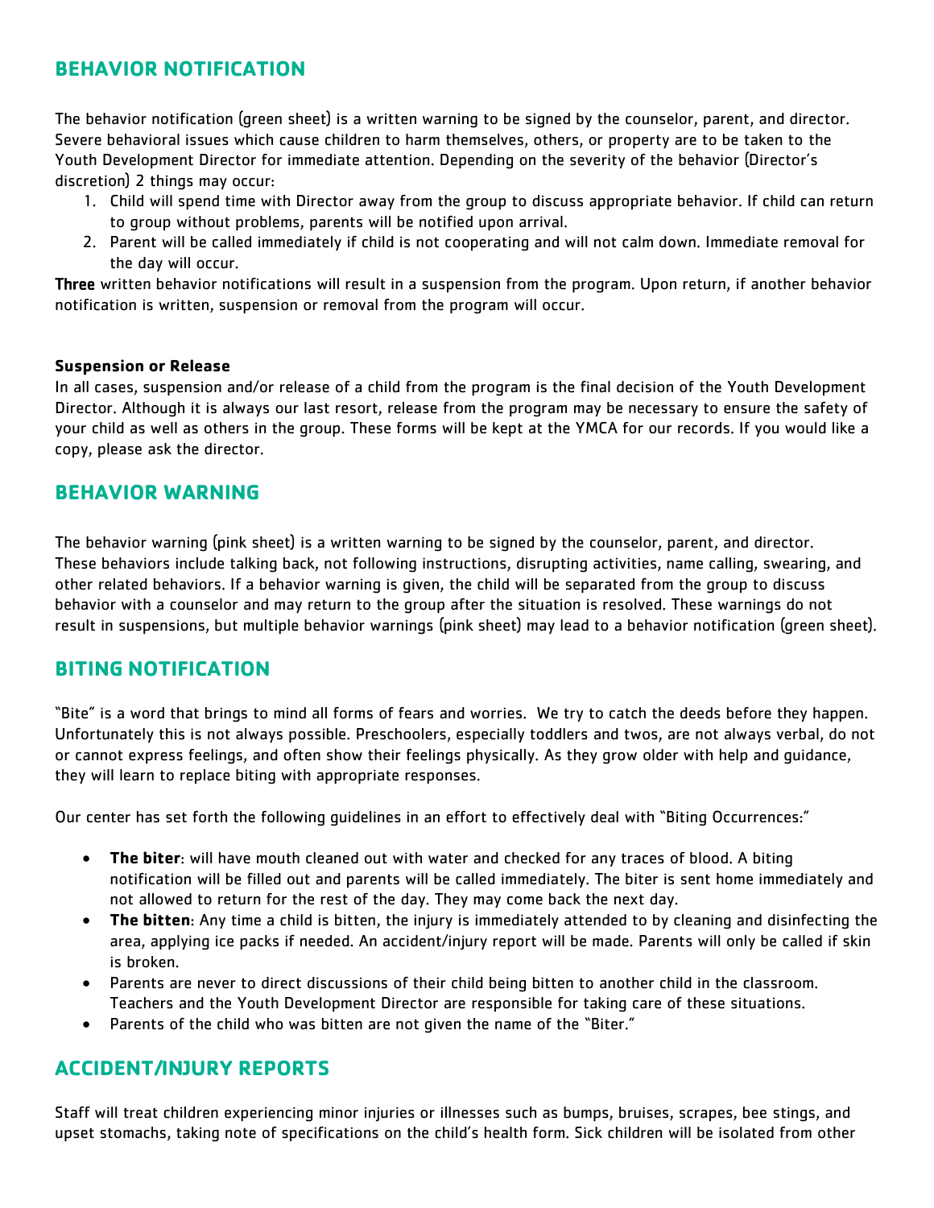## BEHAVIOR NOTIFICATION

The behavior notification (green sheet) is a written warning to be signed by the counselor, parent, and director. Severe behavioral issues which cause children to harm themselves, others, or property are to be taken to the Youth Development Director for immediate attention. Depending on the severity of the behavior (Director's discretion) 2 things may occur:

1. Child will spend time with Director away from the group to discuss appropriate behavior. If child can return to group without problems, parents will be notified upon arrival.
2. Parent will be called immediately if child is not cooperating and will not calm down. Immediate removal for the day will occur.

Three written behavior notifications will result in a suspension from the program. Upon return, if another behavior notification is written, suspension or removal from the program will occur.

**Suspension or Release**
In all cases, suspension and/or release of a child from the program is the final decision of the Youth Development Director. Although it is always our last resort, release from the program may be necessary to ensure the safety of your child as well as others in the group. These forms will be kept at the YMCA for our records. If you would like a copy, please ask the director.

## BEHAVIOR WARNING

The behavior warning (pink sheet) is a written warning to be signed by the counselor, parent, and director. These behaviors include talking back, not following instructions, disrupting activities, name calling, swearing, and other related behaviors. If a behavior warning is given, the child will be separated from the group to discuss behavior with a counselor and may return to the group after the situation is resolved. These warnings do not result in suspensions, but multiple behavior warnings (pink sheet) may lead to a behavior notification (green sheet).

## BITING NOTIFICATION

"Bite" is a word that brings to mind all forms of fears and worries. We try to catch the deeds before they happen. Unfortunately this is not always possible. Preschoolers, especially toddlers and twos, are not always verbal, do not or cannot express feelings, and often show their feelings physically. As they grow older with help and guidance, they will learn to replace biting with appropriate responses.

Our center has set forth the following guidelines in an effort to effectively deal with "Biting Occurrences:"

- **The biter**: will have mouth cleaned out with water and checked for any traces of blood. A biting notification will be filled out and parents will be called immediately. The biter is sent home immediately and not allowed to return for the rest of the day. They may come back the next day.
- **The bitten**: Any time a child is bitten, the injury is immediately attended to by cleaning and disinfecting the area, applying ice packs if needed. An accident/injury report will be made. Parents will only be called if skin is broken.
- Parents are never to direct discussions of their child being bitten to another child in the classroom. Teachers and the Youth Development Director are responsible for taking care of these situations.
- Parents of the child who was bitten are not given the name of the "Biter."

## ACCIDENT/INJURY REPORTS

Staff will treat children experiencing minor injuries or illnesses such as bumps, bruises, scrapes, bee stings, and upset stomachs, taking note of specifications on the child's health form. Sick children will be isolated from other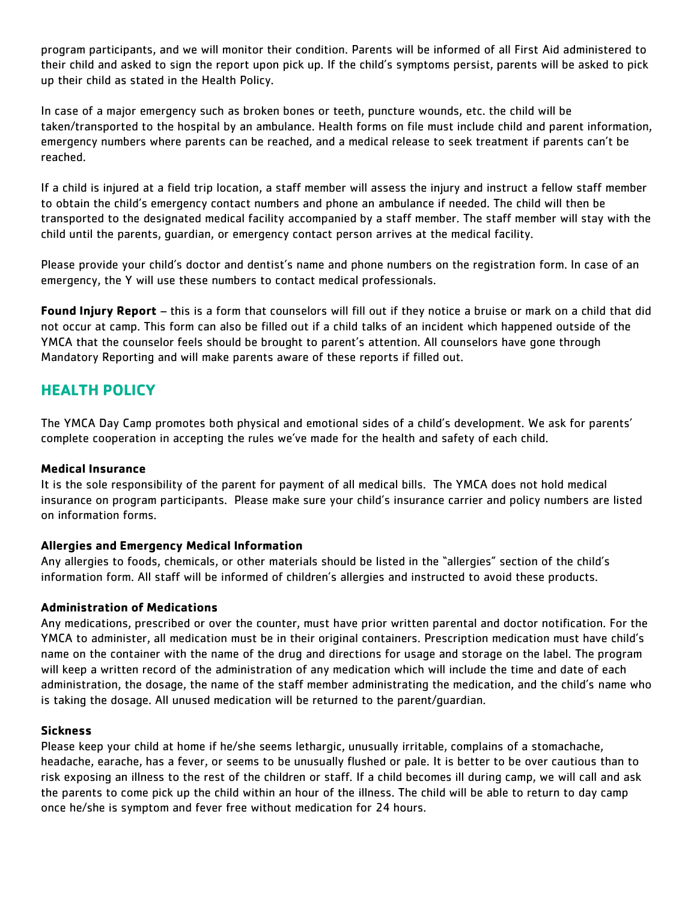program participants, and we will monitor their condition. Parents will be informed of all First Aid administered to their child and asked to sign the report upon pick up. If the child's symptoms persist, parents will be asked to pick up their child as stated in the Health Policy.

In case of a major emergency such as broken bones or teeth, puncture wounds, etc. the child will be taken/transported to the hospital by an ambulance. Health forms on file must include child and parent information, emergency numbers where parents can be reached, and a medical release to seek treatment if parents can't be reached.

If a child is injured at a field trip location, a staff member will assess the injury and instruct a fellow staff member to obtain the child's emergency contact numbers and phone an ambulance if needed. The child will then be transported to the designated medical facility accompanied by a staff member. The staff member will stay with the child until the parents, guardian, or emergency contact person arrives at the medical facility.

Please provide your child's doctor and dentist's name and phone numbers on the registration form. In case of an emergency, the Y will use these numbers to contact medical professionals.

**Found Injury Report** – this is a form that counselors will fill out if they notice a bruise or mark on a child that did not occur at camp. This form can also be filled out if a child talks of an incident which happened outside of the YMCA that the counselor feels should be brought to parent's attention. All counselors have gone through Mandatory Reporting and will make parents aware of these reports if filled out.

## HEALTH POLICY

The YMCA Day Camp promotes both physical and emotional sides of a child's development. We ask for parents' complete cooperation in accepting the rules we've made for the health and safety of each child.

### Medical Insurance

It is the sole responsibility of the parent for payment of all medical bills. The YMCA does not hold medical insurance on program participants. Please make sure your child's insurance carrier and policy numbers are listed on information forms.

### Allergies and Emergency Medical Information

Any allergies to foods, chemicals, or other materials should be listed in the "allergies" section of the child's information form. All staff will be informed of children's allergies and instructed to avoid these products.

### Administration of Medications

Any medications, prescribed or over the counter, must have prior written parental and doctor notification. For the YMCA to administer, all medication must be in their original containers. Prescription medication must have child's name on the container with the name of the drug and directions for usage and storage on the label. The program will keep a written record of the administration of any medication which will include the time and date of each administration, the dosage, the name of the staff member administrating the medication, and the child's name who is taking the dosage. All unused medication will be returned to the parent/guardian.

### Sickness

Please keep your child at home if he/she seems lethargic, unusually irritable, complains of a stomachache, headache, earache, has a fever, or seems to be unusually flushed or pale. It is better to be over cautious than to risk exposing an illness to the rest of the children or staff. If a child becomes ill during camp, we will call and ask the parents to come pick up the child within an hour of the illness. The child will be able to return to day camp once he/she is symptom and fever free without medication for 24 hours.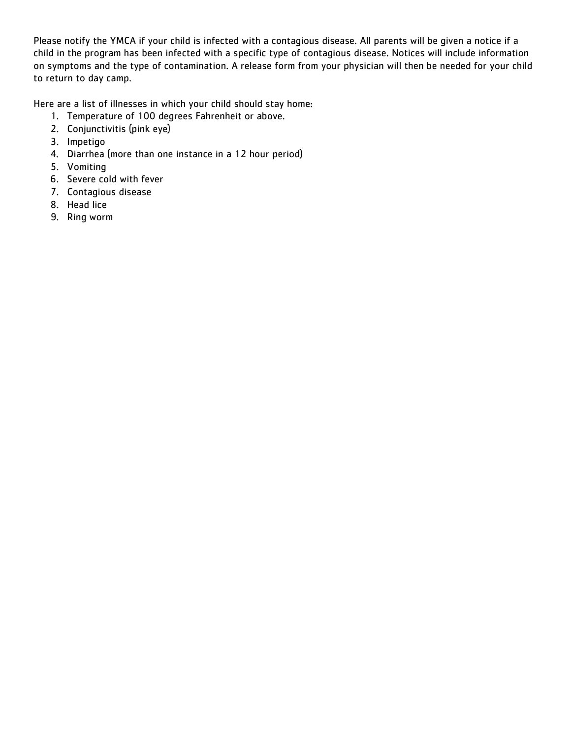Please notify the YMCA if your child is infected with a contagious disease. All parents will be given a notice if a child in the program has been infected with a specific type of contagious disease. Notices will include information on symptoms and the type of contamination. A release form from your physician will then be needed for your child to return to day camp.

Here are a list of illnesses in which your child should stay home:

1. Temperature of 100 degrees Fahrenheit or above.
2. Conjunctivitis (pink eye)
3. Impetigo
4. Diarrhea (more than one instance in a 12 hour period)
5. Vomiting
6. Severe cold with fever
7. Contagious disease
8. Head lice
9. Ring worm